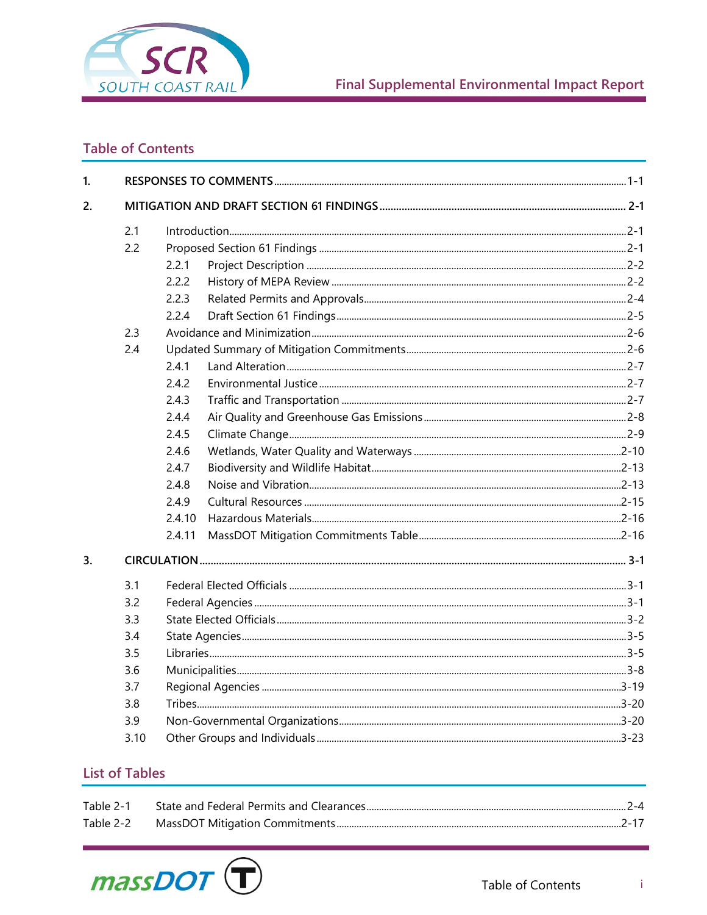# Table of Contents

| | | |
|---|---|---|
| **1.** | **RESPONSES TO COMMENTS** | **1-1** |
| **2.** | **MITIGATION AND DRAFT SECTION 61 FINDINGS** | **2-1** |
| 2.1 | Introduction | 2-1 |
| 2.2 | Proposed Section 61 Findings | 2-1 |
| 2.2.1 | Project Description | 2-2 |
| 2.2.2 | History of MEPA Review | 2-2 |
| 2.2.3 | Related Permits and Approvals | 2-4 |
| 2.2.4 | Draft Section 61 Findings | 2-5 |
| 2.3 | Avoidance and Minimization | 2-6 |
| 2.4 | Updated Summary of Mitigation Commitments | 2-6 |
| 2.4.1 | Land Alteration | 2-7 |
| 2.4.2 | Environmental Justice | 2-7 |
| 2.4.3 | Traffic and Transportation | 2-7 |
| 2.4.4 | Air Quality and Greenhouse Gas Emissions | 2-8 |
| 2.4.5 | Climate Change | 2-9 |
| 2.4.6 | Wetlands, Water Quality and Waterways | 2-10 |
| 2.4.7 | Biodiversity and Wildlife Habitat | 2-13 |
| 2.4.8 | Noise and Vibration | 2-13 |
| 2.4.9 | Cultural Resources | 2-15 |
| 2.4.10 | Hazardous Materials | 2-16 |
| 2.4.11 | MassDOT Mitigation Commitments Table | 2-16 |
| **3.** | **CIRCULATION** | **3-1** |
| 3.1 | Federal Elected Officials | 3-1 |
| 3.2 | Federal Agencies | 3-1 |
| 3.3 | State Elected Officials | 3-2 |
| 3.4 | State Agencies | 3-5 |
| 3.5 | Libraries | 3-5 |
| 3.6 | Municipalities | 3-8 |
| 3.7 | Regional Agencies | 3-19 |
| 3.8 | Tribes | 3-20 |
| 3.9 | Non-Governmental Organizations | 3-20 |
| 3.10 | Other Groups and Individuals | 3-23 |

## List of Tables

| | | |
|---|---|---|
| Table 2-1 | State and Federal Permits and Clearances | 2-4 |
| Table 2-2 | MassDOT Mitigation Commitments | 2-17 |